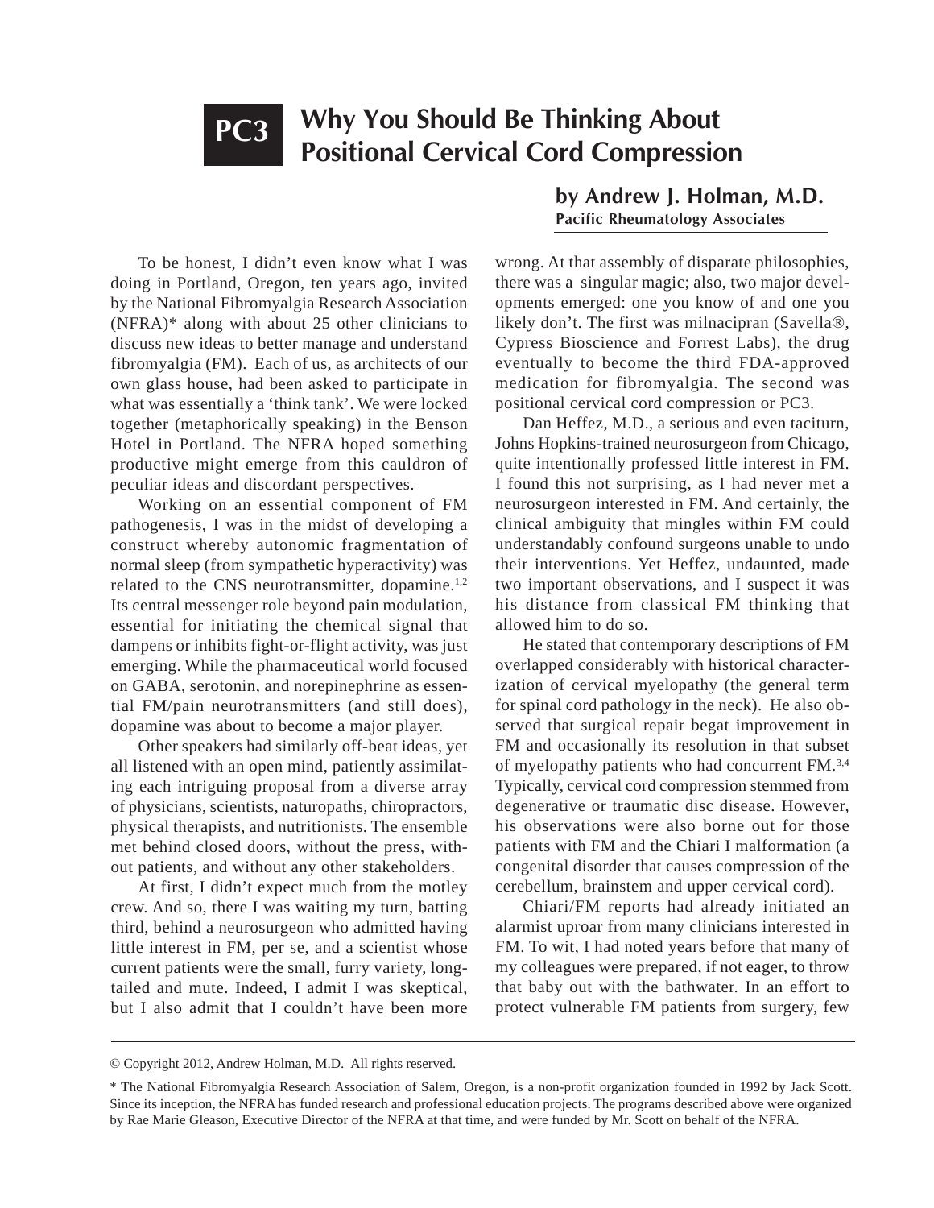# PC3 Why You Should Be Thinking About Positional Cervical Cord Compression

**by Andrew J. Holman, M.D.**
**Pacific Rheumatology Associates**

To be honest, I didn't even know what I was doing in Portland, Oregon, ten years ago, invited by the National Fibromyalgia Research Association (NFRA)* along with about 25 other clinicians to discuss new ideas to better manage and understand fibromyalgia (FM). Each of us, as architects of our own glass house, had been asked to participate in what was essentially a 'think tank'. We were locked together (metaphorically speaking) in the Benson Hotel in Portland. The NFRA hoped something productive might emerge from this cauldron of peculiar ideas and discordant perspectives.

Working on an essential component of FM pathogenesis, I was in the midst of developing a construct whereby autonomic fragmentation of normal sleep (from sympathetic hyperactivity) was related to the CNS neurotransmitter, dopamine.[1,2] Its central messenger role beyond pain modulation, essential for initiating the chemical signal that dampens or inhibits fight-or-flight activity, was just emerging. While the pharmaceutical world focused on GABA, serotonin, and norepinephrine as essential FM/pain neurotransmitters (and still does), dopamine was about to become a major player.

Other speakers had similarly off-beat ideas, yet all listened with an open mind, patiently assimilating each intriguing proposal from a diverse array of physicians, scientists, naturopaths, chiropractors, physical therapists, and nutritionists. The ensemble met behind closed doors, without the press, without patients, and without any other stakeholders.

At first, I didn't expect much from the motley crew. And so, there I was waiting my turn, batting third, behind a neurosurgeon who admitted having little interest in FM, per se, and a scientist whose current patients were the small, furry variety, long-tailed and mute. Indeed, I admit I was skeptical, but I also admit that I couldn't have been more wrong. At that assembly of disparate philosophies, there was a singular magic; also, two major developments emerged: one you know of and one you likely don't. The first was milnacipran (Savella®, Cypress Bioscience and Forrest Labs), the drug eventually to become the third FDA-approved medication for fibromyalgia. The second was positional cervical cord compression or PC3.

Dan Heffez, M.D., a serious and even taciturn, Johns Hopkins-trained neurosurgeon from Chicago, quite intentionally professed little interest in FM. I found this not surprising, as I had never met a neurosurgeon interested in FM. And certainly, the clinical ambiguity that mingles within FM could understandably confound surgeons unable to undo their interventions. Yet Heffez, undaunted, made two important observations, and I suspect it was his distance from classical FM thinking that allowed him to do so.

He stated that contemporary descriptions of FM overlapped considerably with historical characterization of cervical myelopathy (the general term for spinal cord pathology in the neck). He also observed that surgical repair begat improvement in FM and occasionally its resolution in that subset of myelopathy patients who had concurrent FM.[3,4] Typically, cervical cord compression stemmed from degenerative or traumatic disc disease. However, his observations were also borne out for those patients with FM and the Chiari I malformation (a congenital disorder that causes compression of the cerebellum, brainstem and upper cervical cord).

Chiari/FM reports had already initiated an alarmist uproar from many clinicians interested in FM. To wit, I had noted years before that many of my colleagues were prepared, if not eager, to throw that baby out with the bathwater. In an effort to protect vulnerable FM patients from surgery, few

© Copyright 2012, Andrew Holman, M.D. All rights reserved.

* The National Fibromyalgia Research Association of Salem, Oregon, is a non-profit organization founded in 1992 by Jack Scott. Since its inception, the NFRA has funded research and professional education projects. The programs described above were organized by Rae Marie Gleason, Executive Director of the NFRA at that time, and were funded by Mr. Scott on behalf of the NFRA.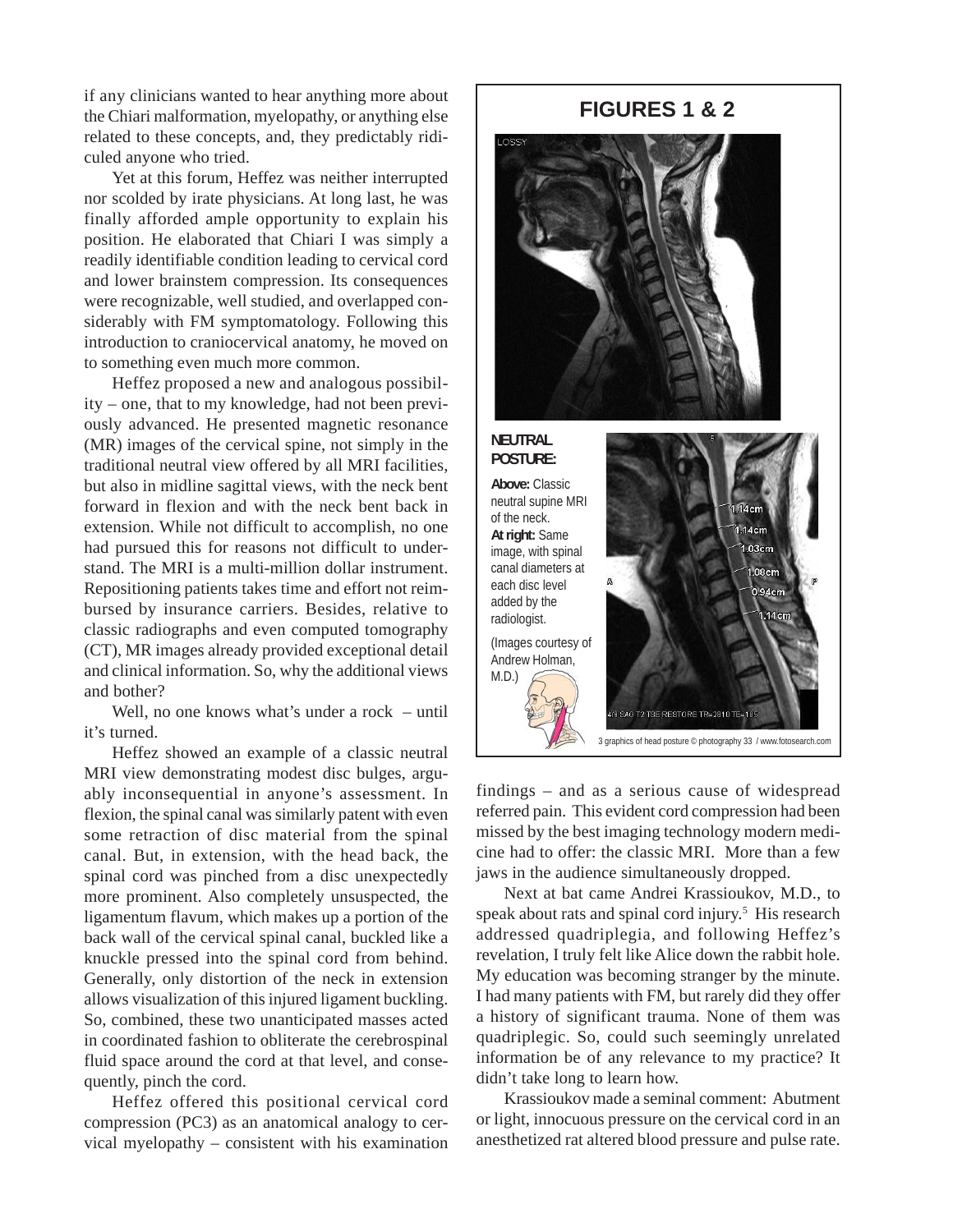if any clinicians wanted to hear anything more about the Chiari malformation, myelopathy, or anything else related to these concepts, and, they predictably ridiculed anyone who tried.

Yet at this forum, Heffez was neither interrupted nor scolded by irate physicians. At long last, he was finally afforded ample opportunity to explain his position. He elaborated that Chiari I was simply a readily identifiable condition leading to cervical cord and lower brainstem compression. Its consequences were recognizable, well studied, and overlapped considerably with FM symptomatology. Following this introduction to craniocervical anatomy, he moved on to something even much more common.

Heffez proposed a new and analogous possibility – one, that to my knowledge, had not been previously advanced. He presented magnetic resonance (MR) images of the cervical spine, not simply in the traditional neutral view offered by all MRI facilities, but also in midline sagittal views, with the neck bent forward in flexion and with the neck bent back in extension. While not difficult to accomplish, no one had pursued this for reasons not difficult to understand. The MRI is a multi-million dollar instrument. Repositioning patients takes time and effort not reimbursed by insurance carriers. Besides, relative to classic radiographs and even computed tomography (CT), MR images already provided exceptional detail and clinical information. So, why the additional views and bother?

Well, no one knows what's under a rock – until it's turned.

Heffez showed an example of a classic neutral MRI view demonstrating modest disc bulges, arguably inconsequential in anyone's assessment. In flexion, the spinal canal was similarly patent with even some retraction of disc material from the spinal canal. But, in extension, with the head back, the spinal cord was pinched from a disc unexpectedly more prominent. Also completely unsuspected, the ligamentum flavum, which makes up a portion of the back wall of the cervical spinal canal, buckled like a knuckle pressed into the spinal cord from behind. Generally, only distortion of the neck in extension allows visualization of this injured ligament buckling. So, combined, these two unanticipated masses acted in coordinated fashion to obliterate the cerebrospinal fluid space around the cord at that level, and consequently, pinch the cord.

Heffez offered this positional cervical cord compression (PC3) as an anatomical analogy to cervical myelopathy – consistent with his examination findings – and as a serious cause of widespread referred pain. This evident cord compression had been missed by the best imaging technology modern medicine had to offer: the classic MRI. More than a few jaws in the audience simultaneously dropped.

Next at bat came Andrei Krassioukov, M.D., to speak about rats and spinal cord injury.[5] His research addressed quadriplegia, and following Heffez's revelation, I truly felt like Alice down the rabbit hole. My education was becoming stranger by the minute. I had many patients with FM, but rarely did they offer a history of significant trauma. None of them was quadriplegic. So, could such seemingly unrelated information be of any relevance to my practice? It didn't take long to learn how.

Krassioukov made a seminal comment: Abutment or light, innocuous pressure on the cervical cord in an anesthetized rat altered blood pressure and pulse rate.

## FIGURES 1 & 2

**NEUTRAL POSTURE:**

**Above:** Classic neutral supine MRI of the neck.
**At right:** Same image, with spinal canal diameters at each disc level added by the radiologist.

(Images courtesy of Andrew Holman, M.D.)

3 graphics of head posture © photography 33 / www.fotosearch.com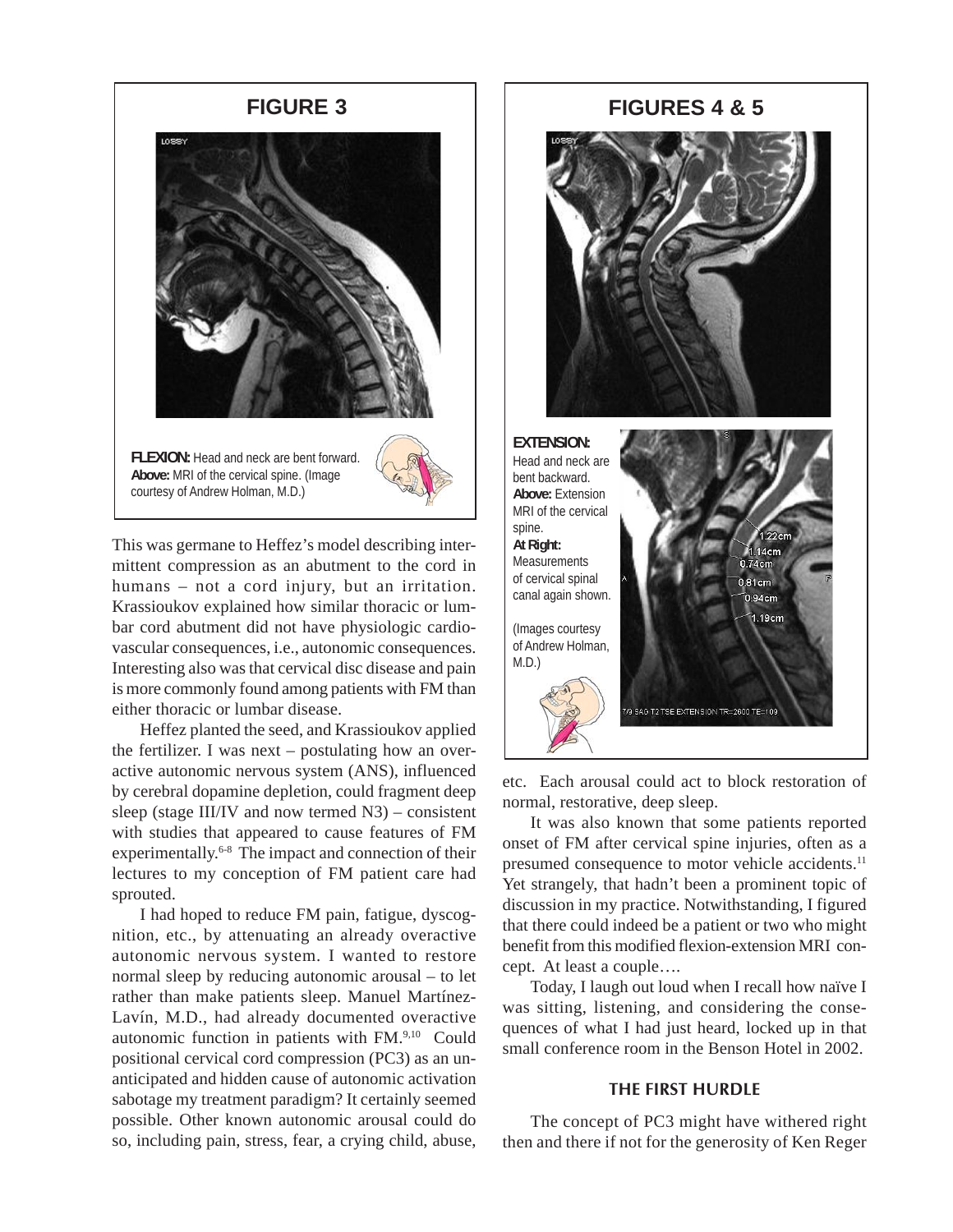## FIGURE 3

**FLEXION:** Head and neck are bent forward. **Above:** MRI of the cervical spine. (Image courtesy of Andrew Holman, M.D.)

## FIGURES 4 & 5

**EXTENSION:** Head and neck are bent backward. **Above:** Extension MRI of the cervical spine. **At Right:** Measurements of cervical spinal canal again shown.

(Images courtesy of Andrew Holman, M.D.)

This was germane to Heffez's model describing intermittent compression as an abutment to the cord in humans – not a cord injury, but an irritation. Krassioukov explained how similar thoracic or lumbar cord abutment did not have physiologic cardiovascular consequences, i.e., autonomic consequences. Interesting also was that cervical disc disease and pain is more commonly found among patients with FM than either thoracic or lumbar disease.

Heffez planted the seed, and Krassioukov applied the fertilizer. I was next – postulating how an overactive autonomic nervous system (ANS), influenced by cerebral dopamine depletion, could fragment deep sleep (stage III/IV and now termed N3) – consistent with studies that appeared to cause features of FM experimentally.[6-8] The impact and connection of their lectures to my conception of FM patient care had sprouted.

I had hoped to reduce FM pain, fatigue, dyscognition, etc., by attenuating an already overactive autonomic nervous system. I wanted to restore normal sleep by reducing autonomic arousal – to let rather than make patients sleep. Manuel Martínez-Lavín, M.D., had already documented overactive autonomic function in patients with FM.[9,10] Could positional cervical cord compression (PC3) as an unanticipated and hidden cause of autonomic activation sabotage my treatment paradigm? It certainly seemed possible. Other known autonomic arousal could do so, including pain, stress, fear, a crying child, abuse, etc. Each arousal could act to block restoration of normal, restorative, deep sleep.

It was also known that some patients reported onset of FM after cervical spine injuries, often as a presumed consequence to motor vehicle accidents.[11] Yet strangely, that hadn't been a prominent topic of discussion in my practice. Notwithstanding, I figured that there could indeed be a patient or two who might benefit from this modified flexion-extension MRI concept. At least a couple….

Today, I laugh out loud when I recall how naïve I was sitting, listening, and considering the consequences of what I had just heard, locked up in that small conference room in the Benson Hotel in 2002.

### THE FIRST HURDLE

The concept of PC3 might have withered right then and there if not for the generosity of Ken Reger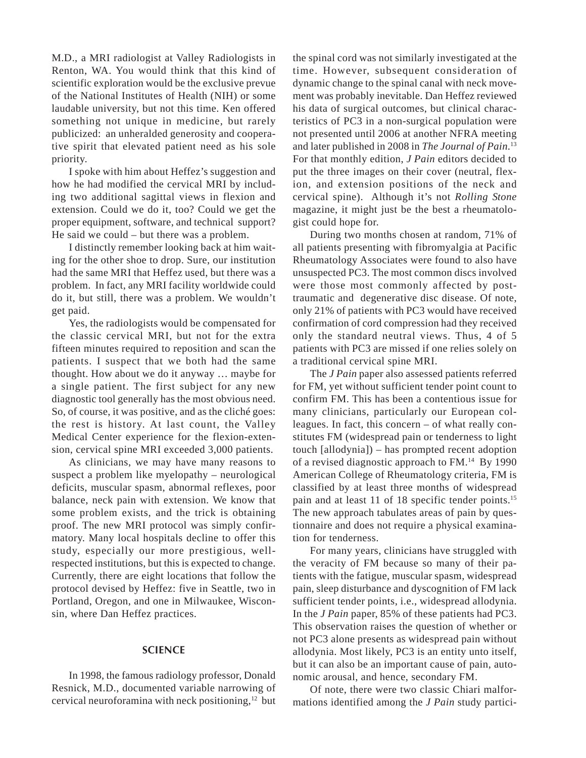M.D., a MRI radiologist at Valley Radiologists in Renton, WA. You would think that this kind of scientific exploration would be the exclusive prevue of the National Institutes of Health (NIH) or some laudable university, but not this time. Ken offered something not unique in medicine, but rarely publicized: an unheralded generosity and cooperative spirit that elevated patient need as his sole priority.

I spoke with him about Heffez's suggestion and how he had modified the cervical MRI by including two additional sagittal views in flexion and extension. Could we do it, too? Could we get the proper equipment, software, and technical support? He said we could – but there was a problem.

I distinctly remember looking back at him waiting for the other shoe to drop. Sure, our institution had the same MRI that Heffez used, but there was a problem. In fact, any MRI facility worldwide could do it, but still, there was a problem. We wouldn't get paid.

Yes, the radiologists would be compensated for the classic cervical MRI, but not for the extra fifteen minutes required to reposition and scan the patients. I suspect that we both had the same thought. How about we do it anyway … maybe for a single patient. The first subject for any new diagnostic tool generally has the most obvious need. So, of course, it was positive, and as the cliché goes: the rest is history. At last count, the Valley Medical Center experience for the flexion-extension, cervical spine MRI exceeded 3,000 patients.

As clinicians, we may have many reasons to suspect a problem like myelopathy – neurological deficits, muscular spasm, abnormal reflexes, poor balance, neck pain with extension. We know that some problem exists, and the trick is obtaining proof. The new MRI protocol was simply confirmatory. Many local hospitals decline to offer this study, especially our more prestigious, well-respected institutions, but this is expected to change. Currently, there are eight locations that follow the protocol devised by Heffez: five in Seattle, two in Portland, Oregon, and one in Milwaukee, Wisconsin, where Dan Heffez practices.

## SCIENCE

In 1998, the famous radiology professor, Donald Resnick, M.D., documented variable narrowing of cervical neuroforamina with neck positioning,[12] but the spinal cord was not similarly investigated at the time. However, subsequent consideration of dynamic change to the spinal canal with neck movement was probably inevitable. Dan Heffez reviewed his data of surgical outcomes, but clinical characteristics of PC3 in a non-surgical population were not presented until 2006 at another NFRA meeting and later published in 2008 in *The Journal of Pain*.[13] For that monthly edition, *J Pain* editors decided to put the three images on their cover (neutral, flexion, and extension positions of the neck and cervical spine). Although it's not *Rolling Stone* magazine, it might just be the best a rheumatologist could hope for.

During two months chosen at random, 71% of all patients presenting with fibromyalgia at Pacific Rheumatology Associates were found to also have unsuspected PC3. The most common discs involved were those most commonly affected by post-traumatic and degenerative disc disease. Of note, only 21% of patients with PC3 would have received confirmation of cord compression had they received only the standard neutral views. Thus, 4 of 5 patients with PC3 are missed if one relies solely on a traditional cervical spine MRI.

The *J Pain* paper also assessed patients referred for FM, yet without sufficient tender point count to confirm FM. This has been a contentious issue for many clinicians, particularly our European colleagues. In fact, this concern – of what really constitutes FM (widespread pain or tenderness to light touch [allodynia]) – has prompted recent adoption of a revised diagnostic approach to FM.[14] By 1990 American College of Rheumatology criteria, FM is classified by at least three months of widespread pain and at least 11 of 18 specific tender points.[15] The new approach tabulates areas of pain by questionnaire and does not require a physical examination for tenderness.

For many years, clinicians have struggled with the veracity of FM because so many of their patients with the fatigue, muscular spasm, widespread pain, sleep disturbance and dyscognition of FM lack sufficient tender points, i.e., widespread allodynia. In the *J Pain* paper, 85% of these patients had PC3. This observation raises the question of whether or not PC3 alone presents as widespread pain without allodynia. Most likely, PC3 is an entity unto itself, but it can also be an important cause of pain, autonomic arousal, and hence, secondary FM.

Of note, there were two classic Chiari malformations identified among the *J Pain* study partici-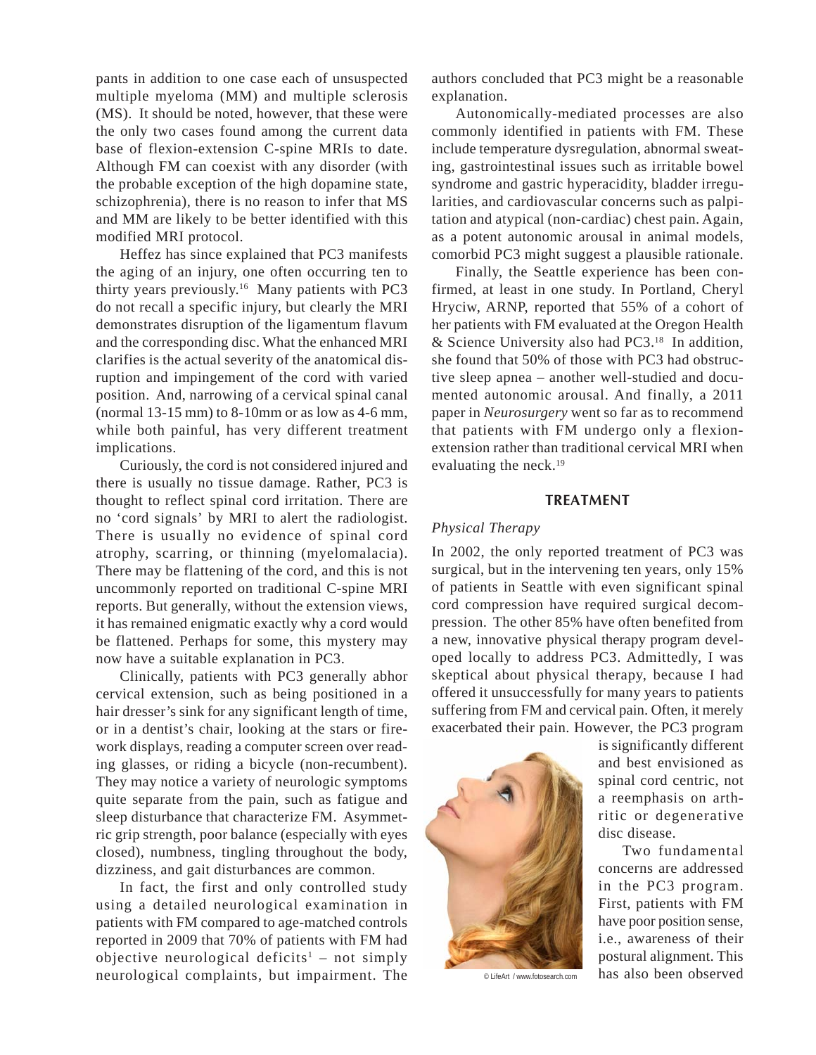pants in addition to one case each of unsuspected multiple myeloma (MM) and multiple sclerosis (MS). It should be noted, however, that these were the only two cases found among the current data base of flexion-extension C-spine MRIs to date. Although FM can coexist with any disorder (with the probable exception of the high dopamine state, schizophrenia), there is no reason to infer that MS and MM are likely to be better identified with this modified MRI protocol.

Heffez has since explained that PC3 manifests the aging of an injury, one often occurring ten to thirty years previously.[16] Many patients with PC3 do not recall a specific injury, but clearly the MRI demonstrates disruption of the ligamentum flavum and the corresponding disc. What the enhanced MRI clarifies is the actual severity of the anatomical disruption and impingement of the cord with varied position. And, narrowing of a cervical spinal canal (normal 13-15 mm) to 8-10mm or as low as 4-6 mm, while both painful, has very different treatment implications.

Curiously, the cord is not considered injured and there is usually no tissue damage. Rather, PC3 is thought to reflect spinal cord irritation. There are no 'cord signals' by MRI to alert the radiologist. There is usually no evidence of spinal cord atrophy, scarring, or thinning (myelomalacia). There may be flattening of the cord, and this is not uncommonly reported on traditional C-spine MRI reports. But generally, without the extension views, it has remained enigmatic exactly why a cord would be flattened. Perhaps for some, this mystery may now have a suitable explanation in PC3.

Clinically, patients with PC3 generally abhor cervical extension, such as being positioned in a hair dresser's sink for any significant length of time, or in a dentist's chair, looking at the stars or firework displays, reading a computer screen over reading glasses, or riding a bicycle (non-recumbent). They may notice a variety of neurologic symptoms quite separate from the pain, such as fatigue and sleep disturbance that characterize FM. Asymmetric grip strength, poor balance (especially with eyes closed), numbness, tingling throughout the body, dizziness, and gait disturbances are common.

In fact, the first and only controlled study using a detailed neurological examination in patients with FM compared to age-matched controls reported in 2009 that 70% of patients with FM had objective neurological deficits[1] – not simply neurological complaints, but impairment. The authors concluded that PC3 might be a reasonable explanation.

Autonomically-mediated processes are also commonly identified in patients with FM. These include temperature dysregulation, abnormal sweating, gastrointestinal issues such as irritable bowel syndrome and gastric hyperacidity, bladder irregularities, and cardiovascular concerns such as palpitation and atypical (non-cardiac) chest pain. Again, as a potent autonomic arousal in animal models, comorbid PC3 might suggest a plausible rationale.

Finally, the Seattle experience has been confirmed, at least in one study. In Portland, Cheryl Hryciw, ARNP, reported that 55% of a cohort of her patients with FM evaluated at the Oregon Health & Science University also had PC3.[18] In addition, she found that 50% of those with PC3 had obstructive sleep apnea – another well-studied and documented autonomic arousal. And finally, a 2011 paper in *Neurosurgery* went so far as to recommend that patients with FM undergo only a flexion-extension rather than traditional cervical MRI when evaluating the neck.[19]

## TREATMENT

### *Physical Therapy*

In 2002, the only reported treatment of PC3 was surgical, but in the intervening ten years, only 15% of patients in Seattle with even significant spinal cord compression have required surgical decompression. The other 85% have often benefited from a new, innovative physical therapy program developed locally to address PC3. Admittedly, I was skeptical about physical therapy, because I had offered it unsuccessfully for many years to patients suffering from FM and cervical pain. Often, it merely exacerbated their pain. However, the PC3 program is significantly different and best envisioned as spinal cord centric, not a reemphasis on arthritic or degenerative disc disease.

© LifeArt / www.fotosearch.com

Two fundamental concerns are addressed in the PC3 program. First, patients with FM have poor position sense, i.e., awareness of their postural alignment. This has also been observed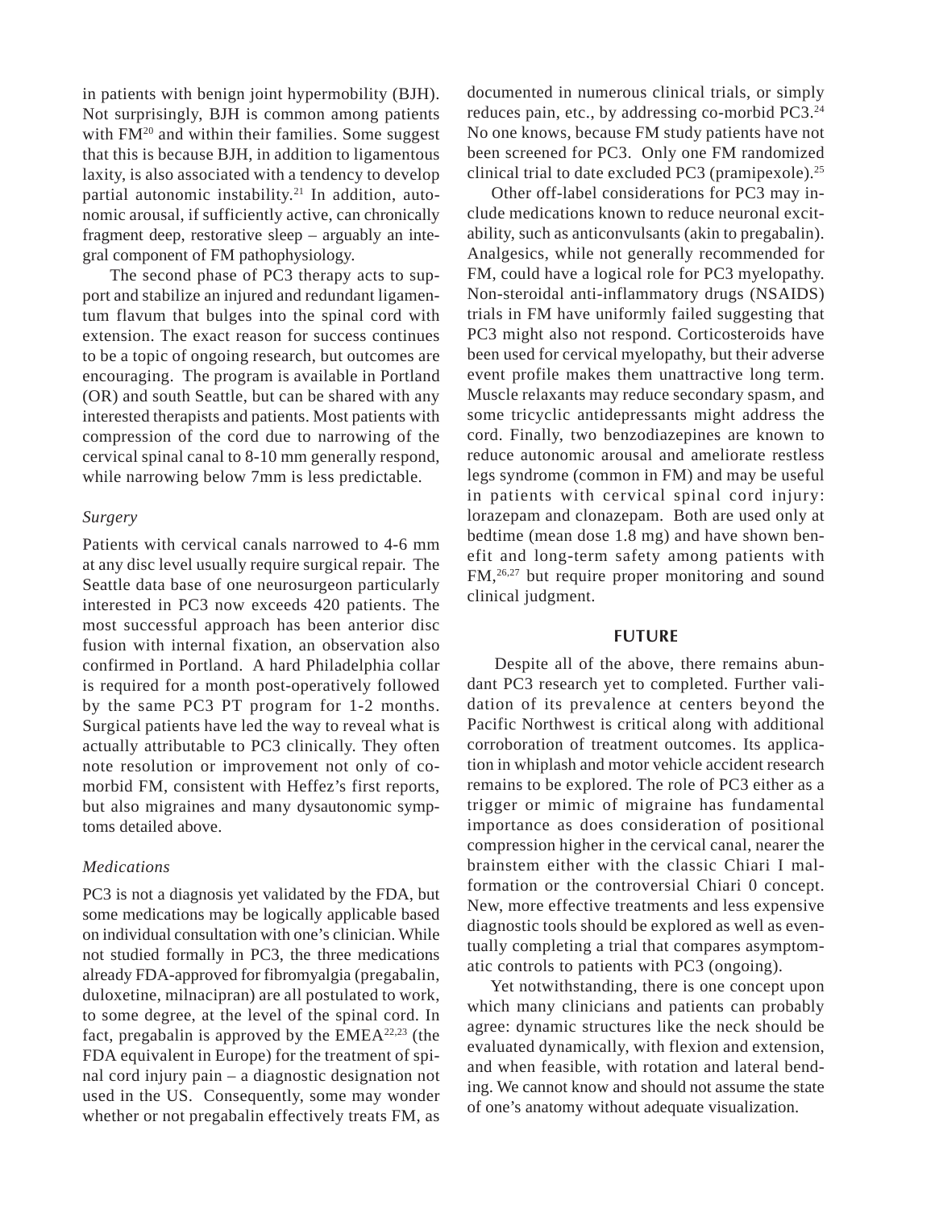in patients with benign joint hypermobility (BJH). Not surprisingly, BJH is common among patients with FM[20] and within their families. Some suggest that this is because BJH, in addition to ligamentous laxity, is also associated with a tendency to develop partial autonomic instability.[21] In addition, autonomic arousal, if sufficiently active, can chronically fragment deep, restorative sleep – arguably an integral component of FM pathophysiology.

The second phase of PC3 therapy acts to support and stabilize an injured and redundant ligamentum flavum that bulges into the spinal cord with extension. The exact reason for success continues to be a topic of ongoing research, but outcomes are encouraging. The program is available in Portland (OR) and south Seattle, but can be shared with any interested therapists and patients. Most patients with compression of the cord due to narrowing of the cervical spinal canal to 8-10 mm generally respond, while narrowing below 7mm is less predictable.

*Surgery*

Patients with cervical canals narrowed to 4-6 mm at any disc level usually require surgical repair. The Seattle data base of one neurosurgeon particularly interested in PC3 now exceeds 420 patients. The most successful approach has been anterior disc fusion with internal fixation, an observation also confirmed in Portland. A hard Philadelphia collar is required for a month post-operatively followed by the same PC3 PT program for 1-2 months. Surgical patients have led the way to reveal what is actually attributable to PC3 clinically. They often note resolution or improvement not only of co-morbid FM, consistent with Heffez's first reports, but also migraines and many dysautonomic symptoms detailed above.

*Medications*

PC3 is not a diagnosis yet validated by the FDA, but some medications may be logically applicable based on individual consultation with one's clinician. While not studied formally in PC3, the three medications already FDA-approved for fibromyalgia (pregabalin, duloxetine, milnacipran) are all postulated to work, to some degree, at the level of the spinal cord. In fact, pregabalin is approved by the EMEA[22,23] (the FDA equivalent in Europe) for the treatment of spinal cord injury pain – a diagnostic designation not used in the US. Consequently, some may wonder whether or not pregabalin effectively treats FM, as documented in numerous clinical trials, or simply reduces pain, etc., by addressing co-morbid PC3.[24] No one knows, because FM study patients have not been screened for PC3. Only one FM randomized clinical trial to date excluded PC3 (pramipexole).[25]

Other off-label considerations for PC3 may include medications known to reduce neuronal excitability, such as anticonvulsants (akin to pregabalin). Analgesics, while not generally recommended for FM, could have a logical role for PC3 myelopathy. Non-steroidal anti-inflammatory drugs (NSAIDS) trials in FM have uniformly failed suggesting that PC3 might also not respond. Corticosteroids have been used for cervical myelopathy, but their adverse event profile makes them unattractive long term. Muscle relaxants may reduce secondary spasm, and some tricyclic antidepressants might address the cord. Finally, two benzodiazepines are known to reduce autonomic arousal and ameliorate restless legs syndrome (common in FM) and may be useful in patients with cervical spinal cord injury: lorazepam and clonazepam. Both are used only at bedtime (mean dose 1.8 mg) and have shown benefit and long-term safety among patients with FM,[26,27] but require proper monitoring and sound clinical judgment.

## FUTURE

Despite all of the above, there remains abundant PC3 research yet to completed. Further validation of its prevalence at centers beyond the Pacific Northwest is critical along with additional corroboration of treatment outcomes. Its application in whiplash and motor vehicle accident research remains to be explored. The role of PC3 either as a trigger or mimic of migraine has fundamental importance as does consideration of positional compression higher in the cervical canal, nearer the brainstem either with the classic Chiari I malformation or the controversial Chiari 0 concept. New, more effective treatments and less expensive diagnostic tools should be explored as well as eventually completing a trial that compares asymptomatic controls to patients with PC3 (ongoing).

Yet notwithstanding, there is one concept upon which many clinicians and patients can probably agree: dynamic structures like the neck should be evaluated dynamically, with flexion and extension, and when feasible, with rotation and lateral bending. We cannot know and should not assume the state of one's anatomy without adequate visualization.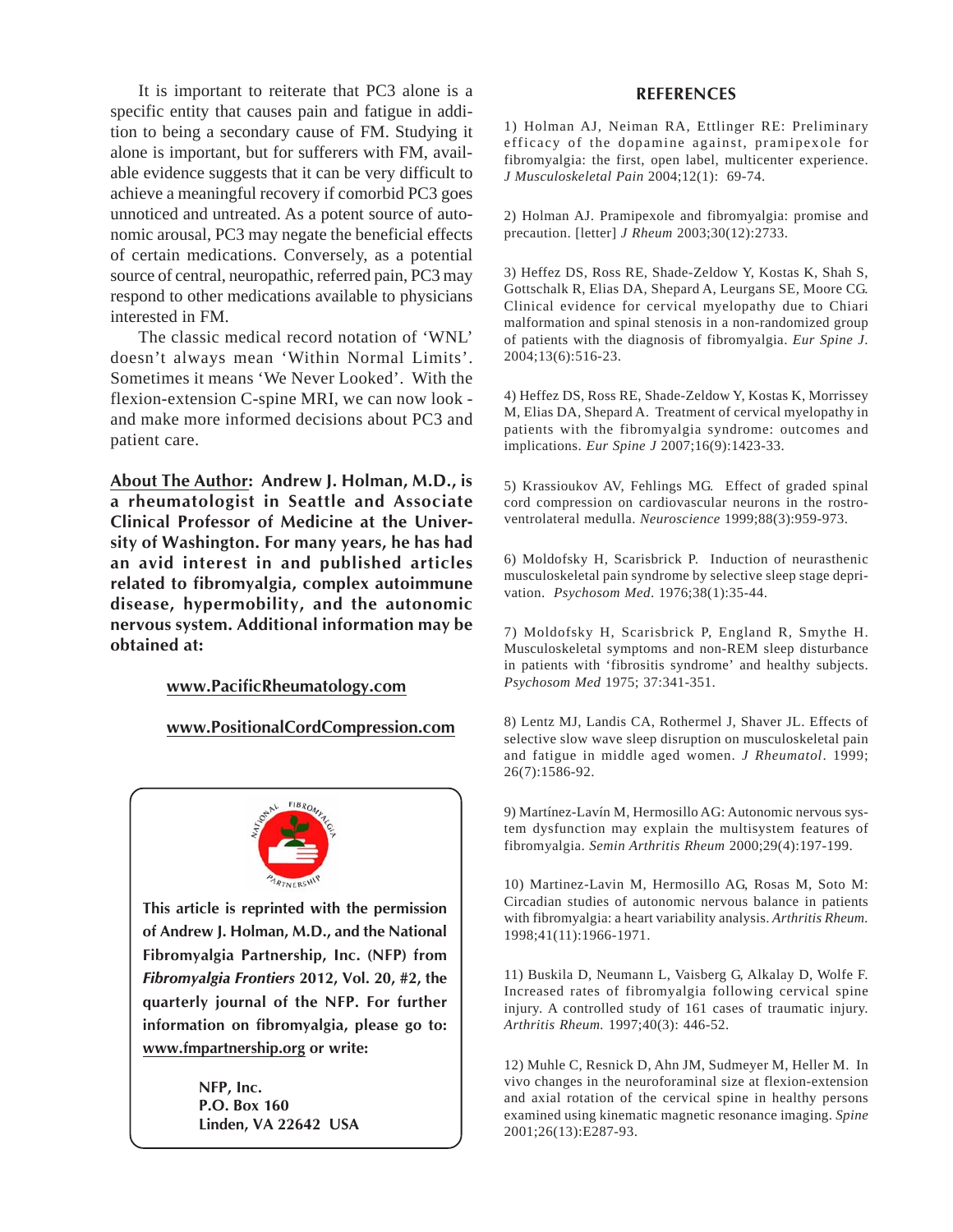It is important to reiterate that PC3 alone is a specific entity that causes pain and fatigue in addition to being a secondary cause of FM. Studying it alone is important, but for sufferers with FM, available evidence suggests that it can be very difficult to achieve a meaningful recovery if comorbid PC3 goes unnoticed and untreated. As a potent source of autonomic arousal, PC3 may negate the beneficial effects of certain medications. Conversely, as a potential source of central, neuropathic, referred pain, PC3 may respond to other medications available to physicians interested in FM.

The classic medical record notation of 'WNL' doesn't always mean 'Within Normal Limits'. Sometimes it means 'We Never Looked'. With the flexion-extension C-spine MRI, we can now look - and make more informed decisions about PC3 and patient care.

**About The Author: Andrew J. Holman, M.D., is a rheumatologist in Seattle and Associate Clinical Professor of Medicine at the University of Washington. For many years, he has had an avid interest in and published articles related to fibromyalgia, complex autoimmune disease, hypermobility, and the autonomic nervous system. Additional information may be obtained at:**

**www.PacificRheumatology.com**

**www.PositionalCordCompression.com**

**This article is reprinted with the permission of Andrew J. Holman, M.D., and the National Fibromyalgia Partnership, Inc. (NFP) from *Fibromyalgia Frontiers* 2012, Vol. 20, #2, the quarterly journal of the NFP. For further information on fibromyalgia, please go to: www.fmpartnership.org or write:**

**NFP, Inc.**
**P.O. Box 160**
**Linden, VA 22642 USA**

## REFERENCES

1) Holman AJ, Neiman RA, Ettlinger RE: Preliminary efficacy of the dopamine against, pramipexole for fibromyalgia: the first, open label, multicenter experience. *J Musculoskeletal Pain* 2004;12(1): 69-74.

2) Holman AJ. Pramipexole and fibromyalgia: promise and precaution. [letter] *J Rheum* 2003;30(12):2733.

3) Heffez DS, Ross RE, Shade-Zeldow Y, Kostas K, Shah S, Gottschalk R, Elias DA, Shepard A, Leurgans SE, Moore CG. Clinical evidence for cervical myelopathy due to Chiari malformation and spinal stenosis in a non-randomized group of patients with the diagnosis of fibromyalgia. *Eur Spine J*. 2004;13(6):516-23.

4) Heffez DS, Ross RE, Shade-Zeldow Y, Kostas K, Morrissey M, Elias DA, Shepard A. Treatment of cervical myelopathy in patients with the fibromyalgia syndrome: outcomes and implications. *Eur Spine J* 2007;16(9):1423-33.

5) Krassioukov AV, Fehlings MG. Effect of graded spinal cord compression on cardiovascular neurons in the rostro-ventrolateral medulla. *Neuroscience* 1999;88(3):959-973.

6) Moldofsky H, Scarisbrick P. Induction of neurasthenic musculoskeletal pain syndrome by selective sleep stage deprivation. *Psychosom Med*. 1976;38(1):35-44.

7) Moldofsky H, Scarisbrick P, England R, Smythe H. Musculoskeletal symptoms and non-REM sleep disturbance in patients with 'fibrositis syndrome' and healthy subjects. *Psychosom Med* 1975; 37:341-351.

8) Lentz MJ, Landis CA, Rothermel J, Shaver JL. Effects of selective slow wave sleep disruption on musculoskeletal pain and fatigue in middle aged women. *J Rheumatol*. 1999; 26(7):1586-92.

9) Martínez-Lavín M, Hermosillo AG: Autonomic nervous system dysfunction may explain the multisystem features of fibromyalgia. *Semin Arthritis Rheum* 2000;29(4):197-199.

10) Martinez-Lavin M, Hermosillo AG, Rosas M, Soto M: Circadian studies of autonomic nervous balance in patients with fibromyalgia: a heart variability analysis. *Arthritis Rheum*. 1998;41(11):1966-1971.

11) Buskila D, Neumann L, Vaisberg G, Alkalay D, Wolfe F. Increased rates of fibromyalgia following cervical spine injury. A controlled study of 161 cases of traumatic injury. *Arthritis Rheum.* 1997;40(3): 446-52.

12) Muhle C, Resnick D, Ahn JM, Sudmeyer M, Heller M. In vivo changes in the neuroforaminal size at flexion-extension and axial rotation of the cervical spine in healthy persons examined using kinematic magnetic resonance imaging. *Spine* 2001;26(13):E287-93.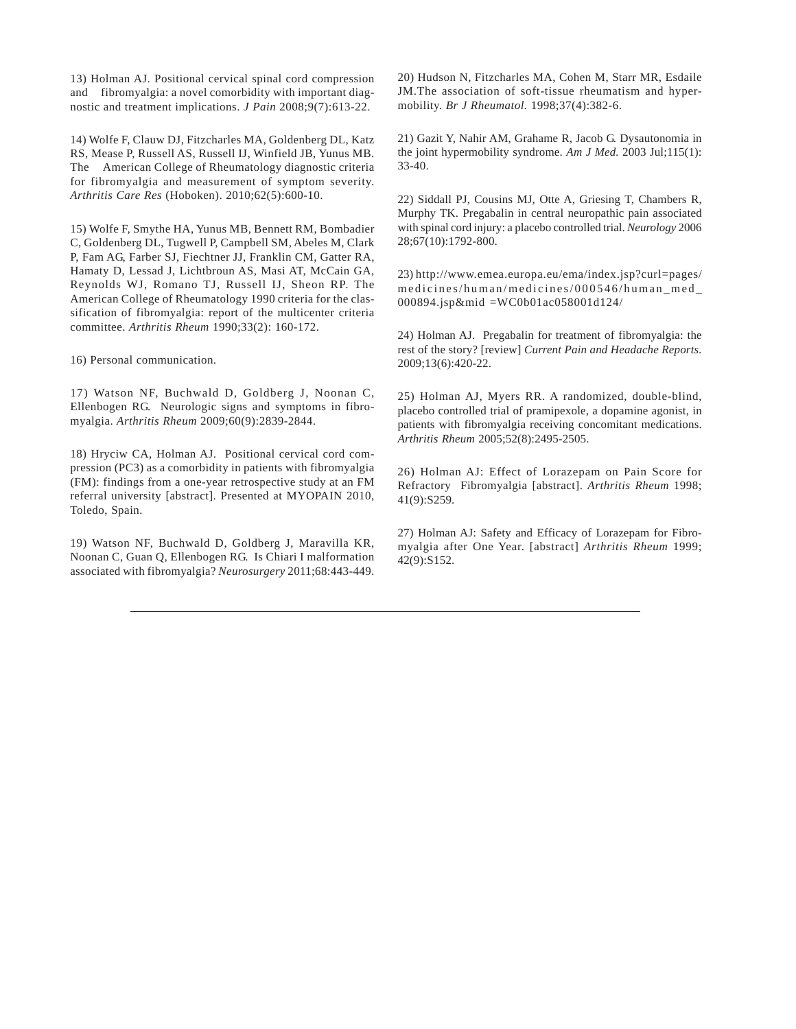13) Holman AJ. Positional cervical spinal cord compression and fibromyalgia: a novel comorbidity with important diagnostic and treatment implications. *J Pain* 2008;9(7):613-22.

14) Wolfe F, Clauw DJ, Fitzcharles MA, Goldenberg DL, Katz RS, Mease P, Russell AS, Russell IJ, Winfield JB, Yunus MB. The American College of Rheumatology diagnostic criteria for fibromyalgia and measurement of symptom severity. *Arthritis Care Res* (Hoboken). 2010;62(5):600-10.

15) Wolfe F, Smythe HA, Yunus MB, Bennett RM, Bombadier C, Goldenberg DL, Tugwell P, Campbell SM, Abeles M, Clark P, Fam AG, Farber SJ, Fiechtner JJ, Franklin CM, Gatter RA, Hamaty D, Lessad J, Lichtbroun AS, Masi AT, McCain GA, Reynolds WJ, Romano TJ, Russell IJ, Sheon RP. The American College of Rheumatology 1990 criteria for the classification of fibromyalgia: report of the multicenter criteria committee. *Arthritis Rheum* 1990;33(2): 160-172.

16) Personal communication.

17) Watson NF, Buchwald D, Goldberg J, Noonan C, Ellenbogen RG. Neurologic signs and symptoms in fibromyalgia. *Arthritis Rheum* 2009;60(9):2839-2844.

18) Hryciw CA, Holman AJ. Positional cervical cord compression (PC3) as a comorbidity in patients with fibromyalgia (FM): findings from a one-year retrospective study at an FM referral university [abstract]. Presented at MYOPAIN 2010, Toledo, Spain.

19) Watson NF, Buchwald D, Goldberg J, Maravilla KR, Noonan C, Guan Q, Ellenbogen RG. Is Chiari I malformation associated with fibromyalgia? *Neurosurgery* 2011;68:443-449.

20) Hudson N, Fitzcharles MA, Cohen M, Starr MR, Esdaile JM.The association of soft-tissue rheumatism and hypermobility. *Br J Rheumatol.* 1998;37(4):382-6.

21) Gazit Y, Nahir AM, Grahame R, Jacob G. Dysautonomia in the joint hypermobility syndrome. *Am J Med.* 2003 Jul;115(1): 33-40.

22) Siddall PJ, Cousins MJ, Otte A, Griesing T, Chambers R, Murphy TK. Pregabalin in central neuropathic pain associated with spinal cord injury: a placebo controlled trial. *Neurology* 2006 28;67(10):1792-800.

23) http://www.emea.europa.eu/ema/index.jsp?curl=pages/medicines/human/medicines/000546/human_med_000894.jsp&mid =WC0b01ac058001d124/

24) Holman AJ. Pregabalin for treatment of fibromyalgia: the rest of the story? [review] *Current Pain and Headache Reports.* 2009;13(6):420-22.

25) Holman AJ, Myers RR. A randomized, double-blind, placebo controlled trial of pramipexole, a dopamine agonist, in patients with fibromyalgia receiving concomitant medications. *Arthritis Rheum* 2005;52(8):2495-2505.

26) Holman AJ: Effect of Lorazepam on Pain Score for Refractory Fibromyalgia [abstract]. *Arthritis Rheum* 1998; 41(9):S259.

27) Holman AJ: Safety and Efficacy of Lorazepam for Fibromyalgia after One Year. [abstract] *Arthritis Rheum* 1999; 42(9):S152.